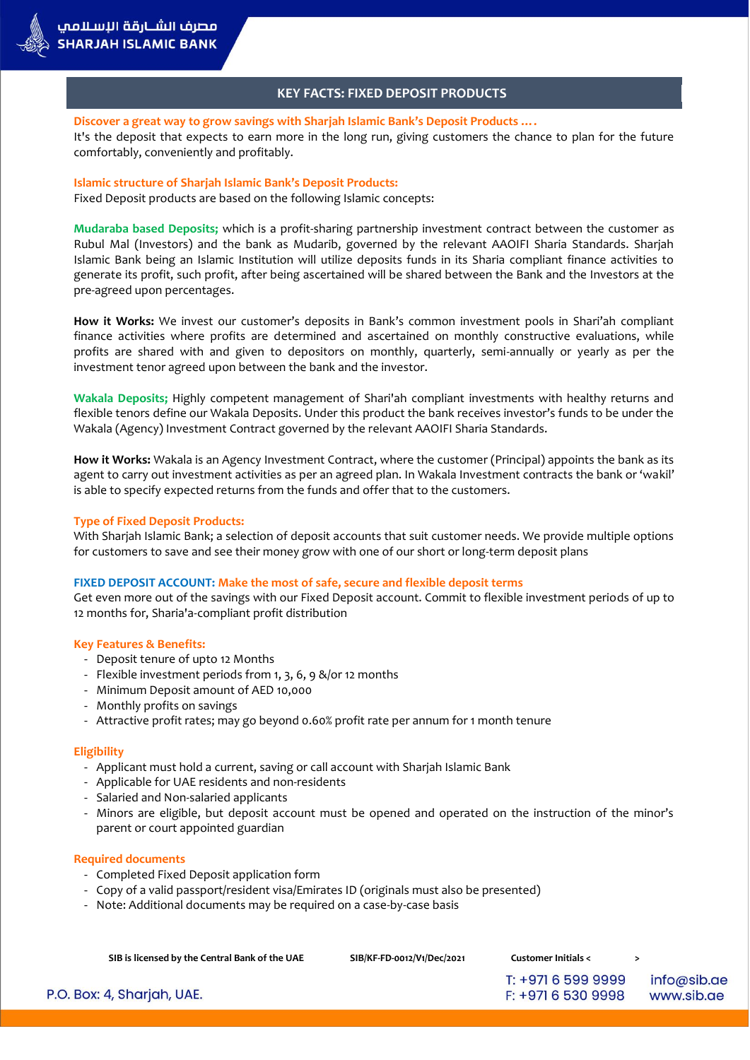# KEY FACTS: FIXED DEPOSIT PRODUCTS

**Discover a great way to grow savings with Sharjah Islamic Bank's Deposit Products ….**

It's the deposit that expects to earn more in the long run, giving customers the chance to plan for the future comfortably, conveniently and profitably.

## Islamic structure of Sharjah Islamic Bank's Deposit Products:

Fixed Deposit products are based on the following Islamic concepts:

**Mudaraba based Deposits;** which is a profit-sharing partnership investment contract between the customer as Rubul Mal (Investors) and the bank as Mudarib, governed by the relevant AAOIFI Sharia Standards. Sharjah Islamic Bank being an Islamic Institution will utilize deposits funds in its Sharia compliant finance activities to generate its profit, such profit, after being ascertained will be shared between the Bank and the Investors at the pre-agreed upon percentages.

**How it Works:** We invest our customer's deposits in Bank's common investment pools in Shari'ah compliant finance activities where profits are determined and ascertained on monthly constructive evaluations, while profits are shared with and given to depositors on monthly, quarterly, semi-annually or yearly as per the investment tenor agreed upon between the bank and the investor.

**Wakala Deposits;** Highly competent management of Shari'ah compliant investments with healthy returns and flexible tenors define our Wakala Deposits. Under this product the bank receives investor's funds to be under the Wakala (Agency) Investment Contract governed by the relevant AAOIFI Sharia Standards.

**How it Works:** Wakala is an Agency Investment Contract, where the customer (Principal) appoints the bank as its agent to carry out investment activities as per an agreed plan. In Wakala Investment contracts the bank or 'wakil' is able to specify expected returns from the funds and offer that to the customers.

## Type of Fixed Deposit Products:

With Sharjah Islamic Bank; a selection of deposit accounts that suit customer needs. We provide multiple options for customers to save and see their money grow with one of our short or long-term deposit plans

### FIXED DEPOSIT ACCOUNT: Make the most of safe, secure and flexible deposit terms

Get even more out of the savings with our Fixed Deposit account. Commit to flexible investment periods of up to 12 months for, Sharia'a-compliant profit distribution

#### Key Features & Benefits:

- Deposit tenure of upto 12 Months
- Flexible investment periods from 1, 3, 6, 9 &/or 12 months
- Minimum Deposit amount of AED 10,000
- Monthly profits on savings
- Attractive profit rates; may go beyond 0.60% profit rate per annum for 1 month tenure

#### Eligibility

- Applicant must hold a current, saving or call account with Sharjah Islamic Bank
- Applicable for UAE residents and non-residents
- Salaried and Non-salaried applicants
- Minors are eligible, but deposit account must be opened and operated on the instruction of the minor's parent or court appointed guardian

#### Required documents

- Completed Fixed Deposit application form
- Copy of a valid passport/resident visa/Emirates ID (originals must also be presented)
- Note: Additional documents may be required on a case-by-case basis

SIB is licensed by the Central Bank of the UAE　　SIB/KF-FD-0012/V1/Dec/2021　　Customer Initials < >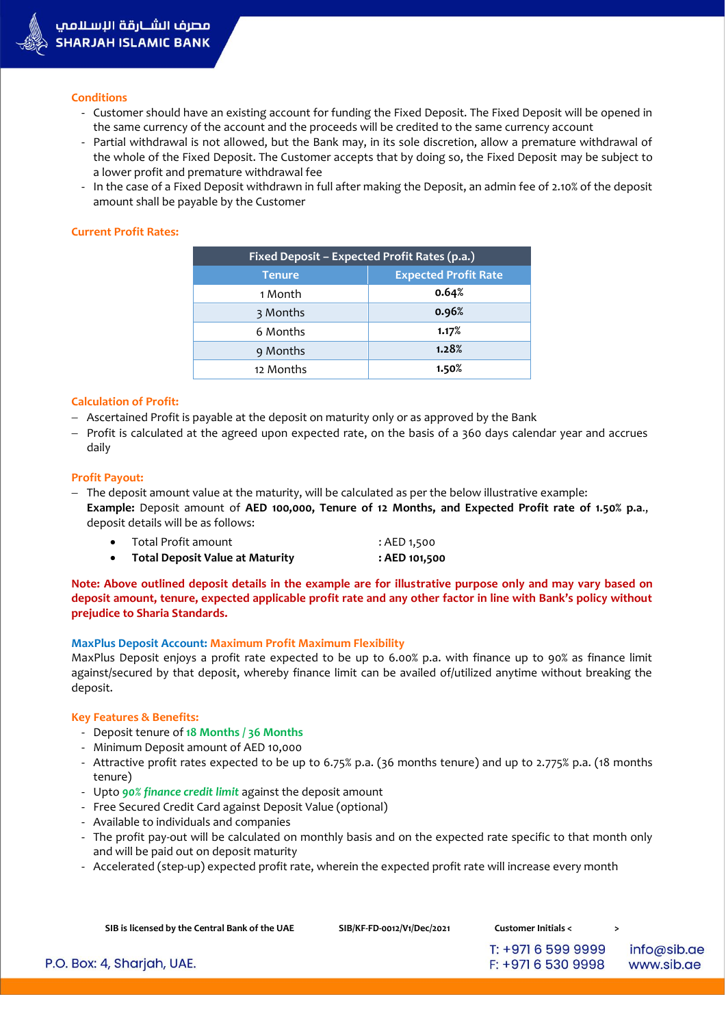## Conditions

- Customer should have an existing account for funding the Fixed Deposit. The Fixed Deposit will be opened in the same currency of the account and the proceeds will be credited to the same currency account
- Partial withdrawal is not allowed, but the Bank may, in its sole discretion, allow a premature withdrawal of the whole of the Fixed Deposit. The Customer accepts that by doing so, the Fixed Deposit may be subject to a lower profit and premature withdrawal fee
- In the case of a Fixed Deposit withdrawn in full after making the Deposit, an admin fee of 2.10% of the deposit amount shall be payable by the Customer

## Current Profit Rates:

| Fixed Deposit – Expected Profit Rates (p.a.) | |
|---|---|
| **Tenure** | **Expected Profit Rate** |
| 1 Month | **0.64%** |
| 3 Months | **0.96%** |
| 6 Months | **1.17%** |
| 9 Months | **1.28%** |
| 12 Months | **1.50%** |

## Calculation of Profit:

- Ascertained Profit is payable at the deposit on maturity only or as approved by the Bank
- Profit is calculated at the agreed upon expected rate, on the basis of a 360 days calendar year and accrues daily

## Profit Payout:

- The deposit amount value at the maturity, will be calculated as per the below illustrative example:
  **Example:** Deposit amount of **AED 100,000, Tenure of 12 Months, and Expected Profit rate of 1.50% p.a.**, deposit details will be as follows:
  - Total Profit amount : AED 1,500
  - **Total Deposit Value at Maturity : AED 101,500**

**Note: Above outlined deposit details in the example are for illustrative purpose only and may vary based on deposit amount, tenure, expected applicable profit rate and any other factor in line with Bank's policy without prejudice to Sharia Standards.**

## MaxPlus Deposit Account: Maximum Profit Maximum Flexibility

MaxPlus Deposit enjoys a profit rate expected to be up to 6.00% p.a. with finance up to 90% as finance limit against/secured by that deposit, whereby finance limit can be availed of/utilized anytime without breaking the deposit.

## Key Features & Benefits:

- Deposit tenure of 18 Months / 36 Months
- Minimum Deposit amount of AED 10,000
- Attractive profit rates expected to be up to 6.75% p.a. (36 months tenure) and up to 2.775% p.a. (18 months tenure)
- Upto *90% finance credit limit* against the deposit amount
- Free Secured Credit Card against Deposit Value (optional)
- Available to individuals and companies
- The profit pay-out will be calculated on monthly basis and on the expected rate specific to that month only and will be paid out on deposit maturity
- Accelerated (step-up) expected profit rate, wherein the expected profit rate will increase every month

SIB is licensed by the Central Bank of the UAE    SIB/KF-FD-0012/V1/Dec/2021    Customer Initials <    >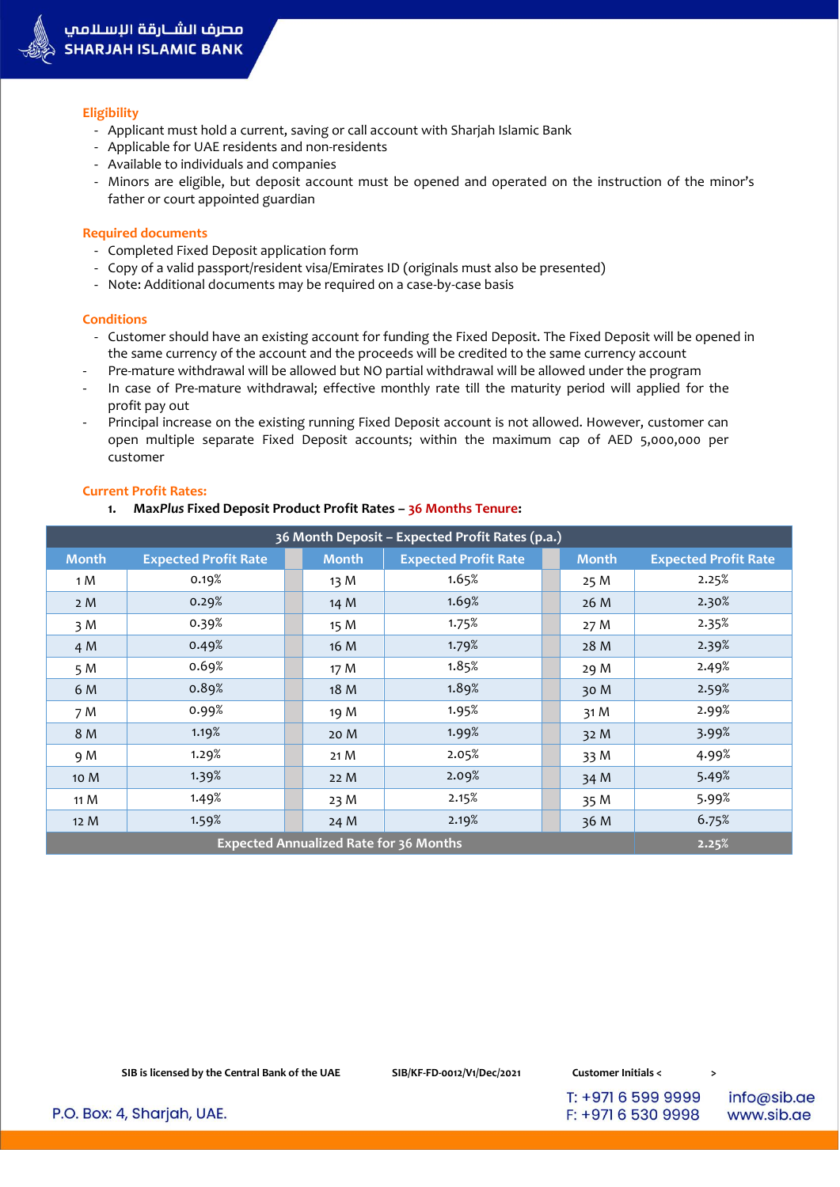## Eligibility

- Applicant must hold a current, saving or call account with Sharjah Islamic Bank
- Applicable for UAE residents and non-residents
- Available to individuals and companies
- Minors are eligible, but deposit account must be opened and operated on the instruction of the minor's father or court appointed guardian

## Required documents

- Completed Fixed Deposit application form
- Copy of a valid passport/resident visa/Emirates ID (originals must also be presented)
- Note: Additional documents may be required on a case-by-case basis

## Conditions

- Customer should have an existing account for funding the Fixed Deposit. The Fixed Deposit will be opened in the same currency of the account and the proceeds will be credited to the same currency account
- Pre-mature withdrawal will be allowed but NO partial withdrawal will be allowed under the program
- In case of Pre-mature withdrawal; effective monthly rate till the maturity period will applied for the profit pay out
- Principal increase on the existing running Fixed Deposit account is not allowed. However, customer can open multiple separate Fixed Deposit accounts; within the maximum cap of AED 5,000,000 per customer

## Current Profit Rates:

1. **Max*Plus* Fixed Deposit Product Profit Rates – 36 Months Tenure:**

| 36 Month Deposit – Expected Profit Rates (p.a.) | | | | | |
|---|---|---|---|---|---|
| Month | Expected Profit Rate | Month | Expected Profit Rate | Month | Expected Profit Rate |
| 1 M | 0.19% | 13 M | 1.65% | 25 M | 2.25% |
| 2 M | 0.29% | 14 M | 1.69% | 26 M | 2.30% |
| 3 M | 0.39% | 15 M | 1.75% | 27 M | 2.35% |
| 4 M | 0.49% | 16 M | 1.79% | 28 M | 2.39% |
| 5 M | 0.69% | 17 M | 1.85% | 29 M | 2.49% |
| 6 M | 0.89% | 18 M | 1.89% | 30 M | 2.59% |
| 7 M | 0.99% | 19 M | 1.95% | 31 M | 2.99% |
| 8 M | 1.19% | 20 M | 1.99% | 32 M | 3.99% |
| 9 M | 1.29% | 21 M | 2.05% | 33 M | 4.99% |
| 10 M | 1.39% | 22 M | 2.09% | 34 M | 5.49% |
| 11 M | 1.49% | 23 M | 2.15% | 35 M | 5.99% |
| 12 M | 1.59% | 24 M | 2.19% | 36 M | 6.75% |
| Expected Annualized Rate for 36 Months | | | | | 2.25% |

SIB is licensed by the Central Bank of the UAE SIB/KF-FD-0012/V1/Dec/2021 Customer Initials < >

P.O. Box: 4, Sharjah, UAE. T: +971 6 599 9999 F: +971 6 530 9998 info@sib.ae www.sib.ae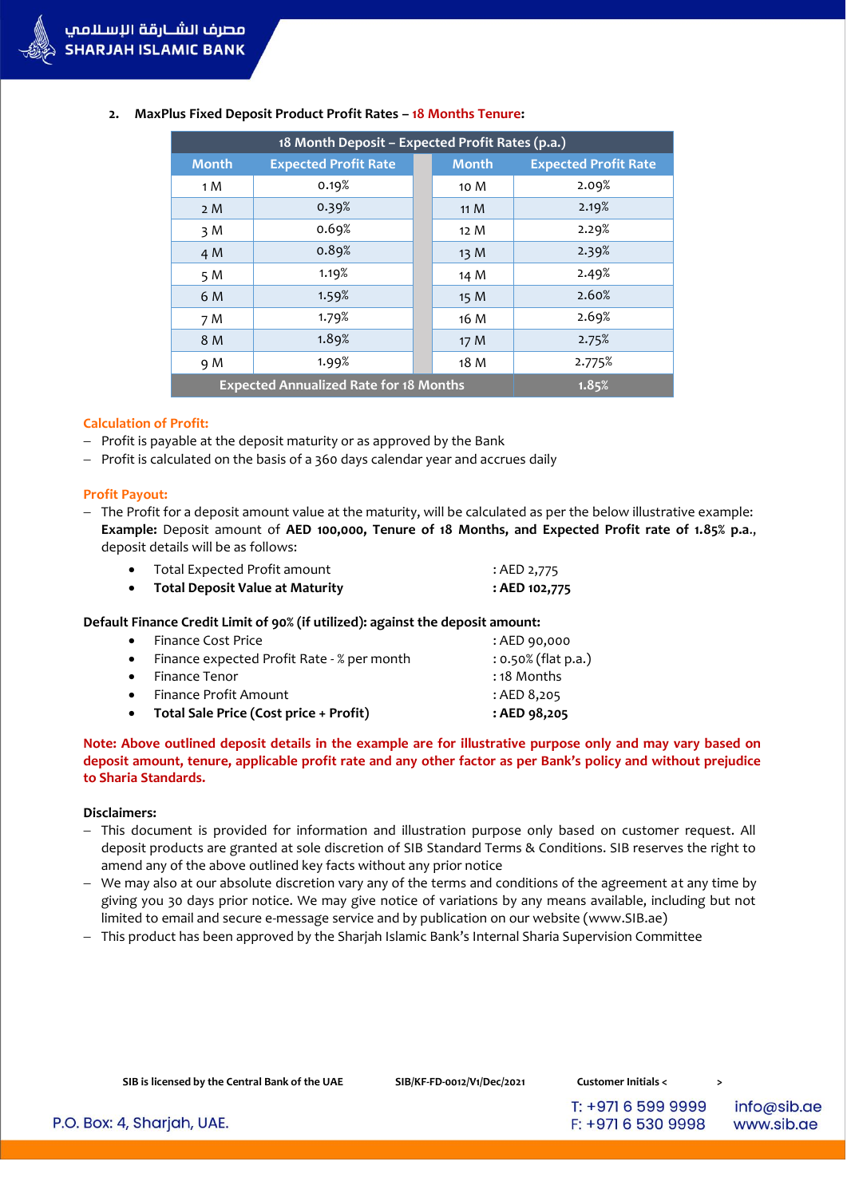2. **MaxPlus Fixed Deposit Product Profit Rates – 18 Months Tenure:**

| 18 Month Deposit – Expected Profit Rates (p.a.) | | | |
|---|---|---|---|
| **Month** | **Expected Profit Rate** | **Month** | **Expected Profit Rate** |
| 1 M | 0.19% | 10 M | 2.09% |
| 2 M | 0.39% | 11 M | 2.19% |
| 3 M | 0.69% | 12 M | 2.29% |
| 4 M | 0.89% | 13 M | 2.39% |
| 5 M | 1.19% | 14 M | 2.49% |
| 6 M | 1.59% | 15 M | 2.60% |
| 7 M | 1.79% | 16 M | 2.69% |
| 8 M | 1.89% | 17 M | 2.75% |
| 9 M | 1.99% | 18 M | 2.775% |
| **Expected Annualized Rate for 18 Months** | | | **1.85%** |

**Calculation of Profit:**

- Profit is payable at the deposit maturity or as approved by the Bank
- Profit is calculated on the basis of a 360 days calendar year and accrues daily

**Profit Payout:**

- The Profit for a deposit amount value at the maturity, will be calculated as per the below illustrative example:
  **Example:** Deposit amount of **AED 100,000, Tenure of 18 Months, and Expected Profit rate of 1.85% p.a.**, deposit details will be as follows:
  - Total Expected Profit amount : AED 2,775
  - **Total Deposit Value at Maturity : AED 102,775**

**Default Finance Credit Limit of 90% (if utilized): against the deposit amount:**

- Finance Cost Price : AED 90,000
- Finance expected Profit Rate - % per month : 0.50% (flat p.a.)
- Finance Tenor : 18 Months
- Finance Profit Amount : AED 8,205
- **Total Sale Price (Cost price + Profit) : AED 98,205**

**Note: Above outlined deposit details in the example are for illustrative purpose only and may vary based on deposit amount, tenure, applicable profit rate and any other factor as per Bank's policy and without prejudice to Sharia Standards.**

**Disclaimers:**

- This document is provided for information and illustration purpose only based on customer request. All deposit products are granted at sole discretion of SIB Standard Terms & Conditions. SIB reserves the right to amend any of the above outlined key facts without any prior notice
- We may also at our absolute discretion vary any of the terms and conditions of the agreement at any time by giving you 30 days prior notice. We may give notice of variations by any means available, including but not limited to email and secure e-message service and by publication on our website (www.SIB.ae)
- This product has been approved by the Sharjah Islamic Bank's Internal Sharia Supervision Committee

SIB is licensed by the Central Bank of the UAE SIB/KF-FD-0012/V1/Dec/2021 Customer Initials < >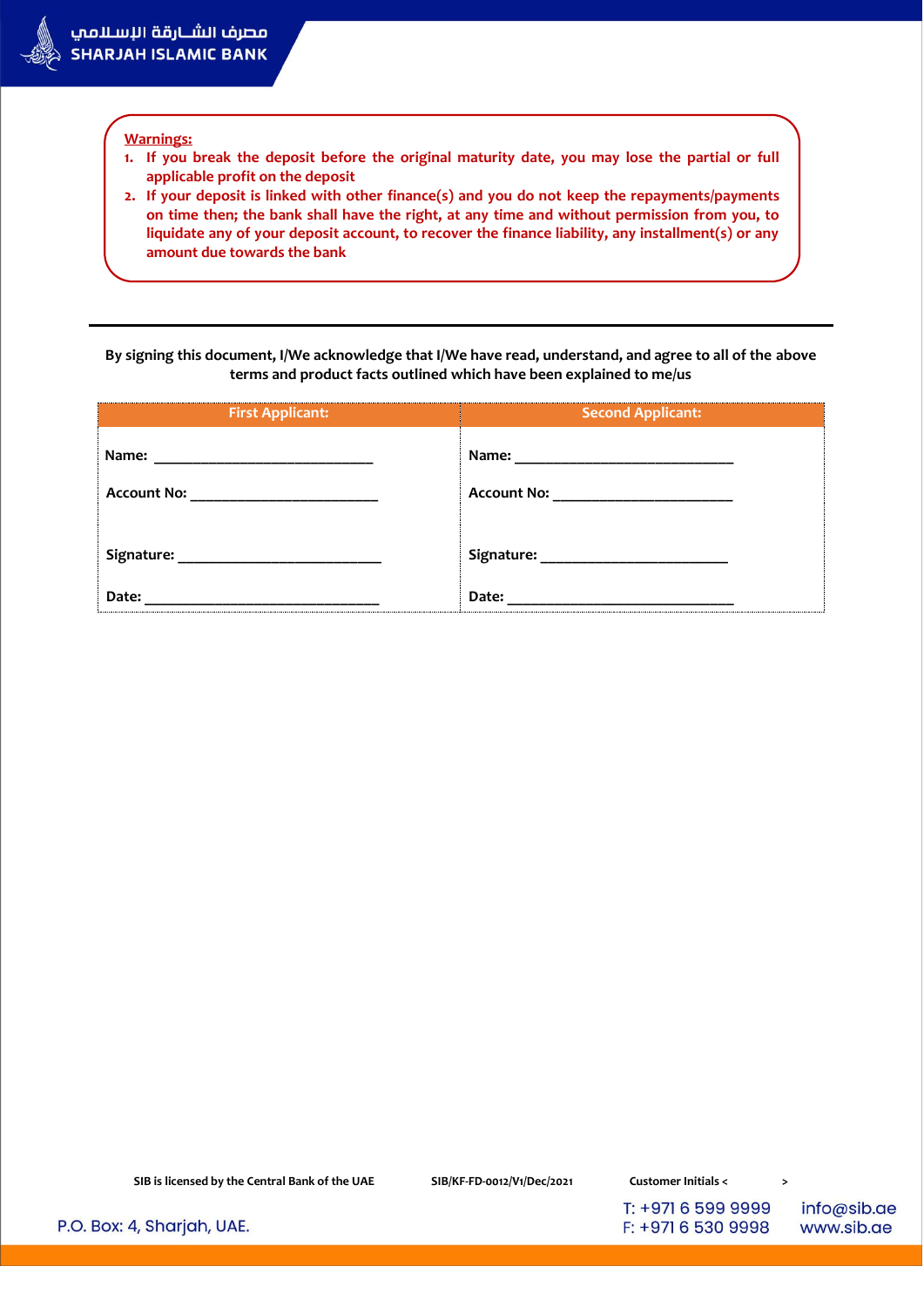**Warnings:**

1. If you break the deposit before the original maturity date, you may lose the partial or full applicable profit on the deposit
2. If your deposit is linked with other finance(s) and you do not keep the repayments/payments on time then; the bank shall have the right, at any time and without permission from you, to liquidate any of your deposit account, to recover the finance liability, any installment(s) or any amount due towards the bank

---

**By signing this document, I/We acknowledge that I/We have read, understand, and agree to all of the above terms and product facts outlined which have been explained to me/us**

| First Applicant: | Second Applicant: |
|---|---|
| Name: ____________________________ | Name: ____________________________ |
| Account No: ________________________ | Account No: ________________________ |
| Signature: __________________________ | Signature: ________________________ |
| Date: ______________________________ | Date: _____________________________ |

SIB is licensed by the Central Bank of the UAE    SIB/KF-FD-0012/V1/Dec/2021    Customer Initials <    >